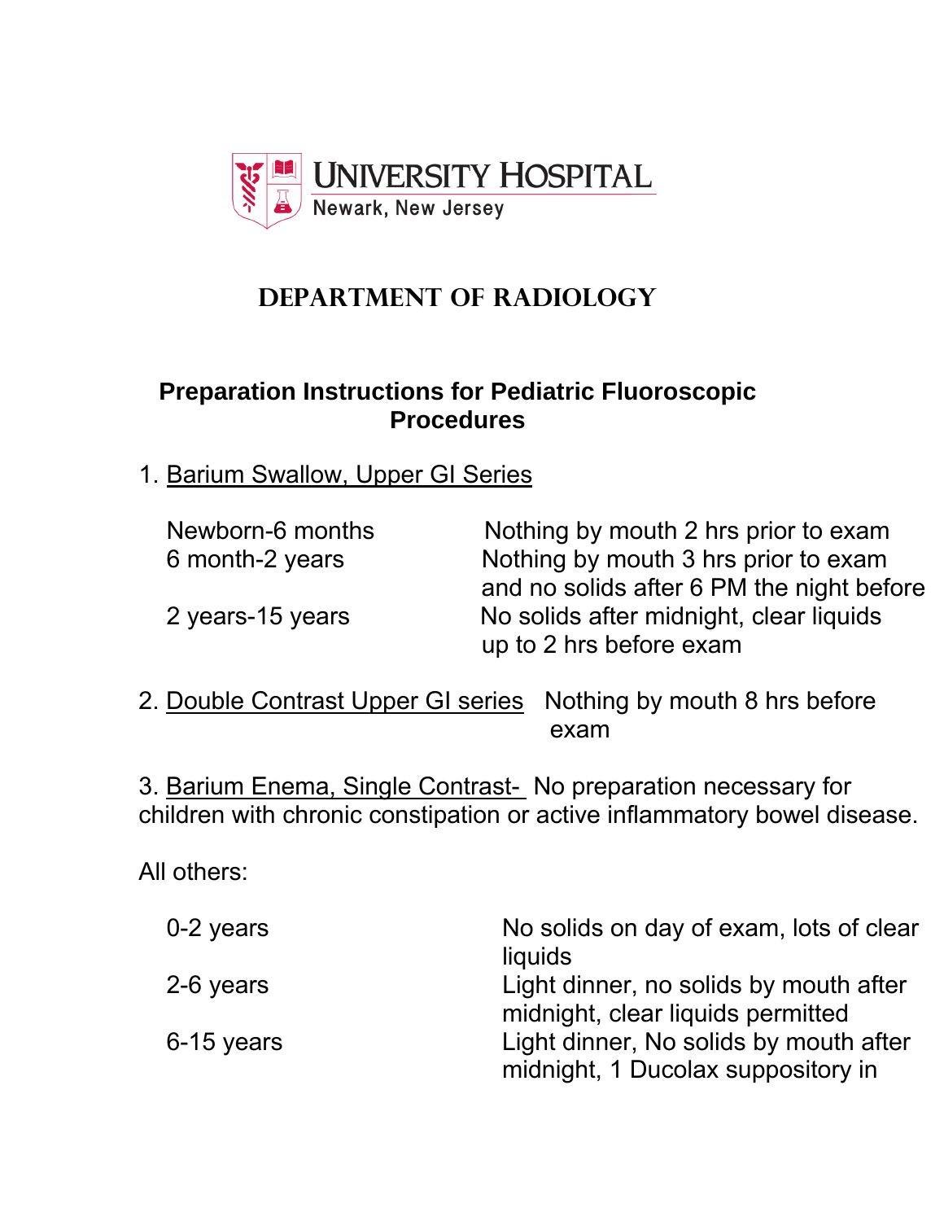# UNIVERSITY HOSPITAL

Newark, New Jersey

## DEPARTMENT OF RADIOLOGY

### Preparation Instructions for Pediatric Fluoroscopic Procedures

1. <u>Barium Swallow, Upper GI Series</u>

| | |
|---|---|
| Newborn-6 months | Nothing by mouth 2 hrs prior to exam |
| 6 month-2 years | Nothing by mouth 3 hrs prior to exam and no solids after 6 PM the night before |
| 2 years-15 years | No solids after midnight, clear liquids up to 2 hrs before exam |

2. <u>Double Contrast Upper GI series</u> Nothing by mouth 8 hrs before exam

3. <u>Barium Enema, Single Contrast-</u> No preparation necessary for children with chronic constipation or active inflammatory bowel disease.

All others:

| | |
|---|---|
| 0-2 years | No solids on day of exam, lots of clear liquids |
| 2-6 years | Light dinner, no solids by mouth after midnight, clear liquids permitted |
| 6-15 years | Light dinner, No solids by mouth after midnight, 1 Ducolax suppository in |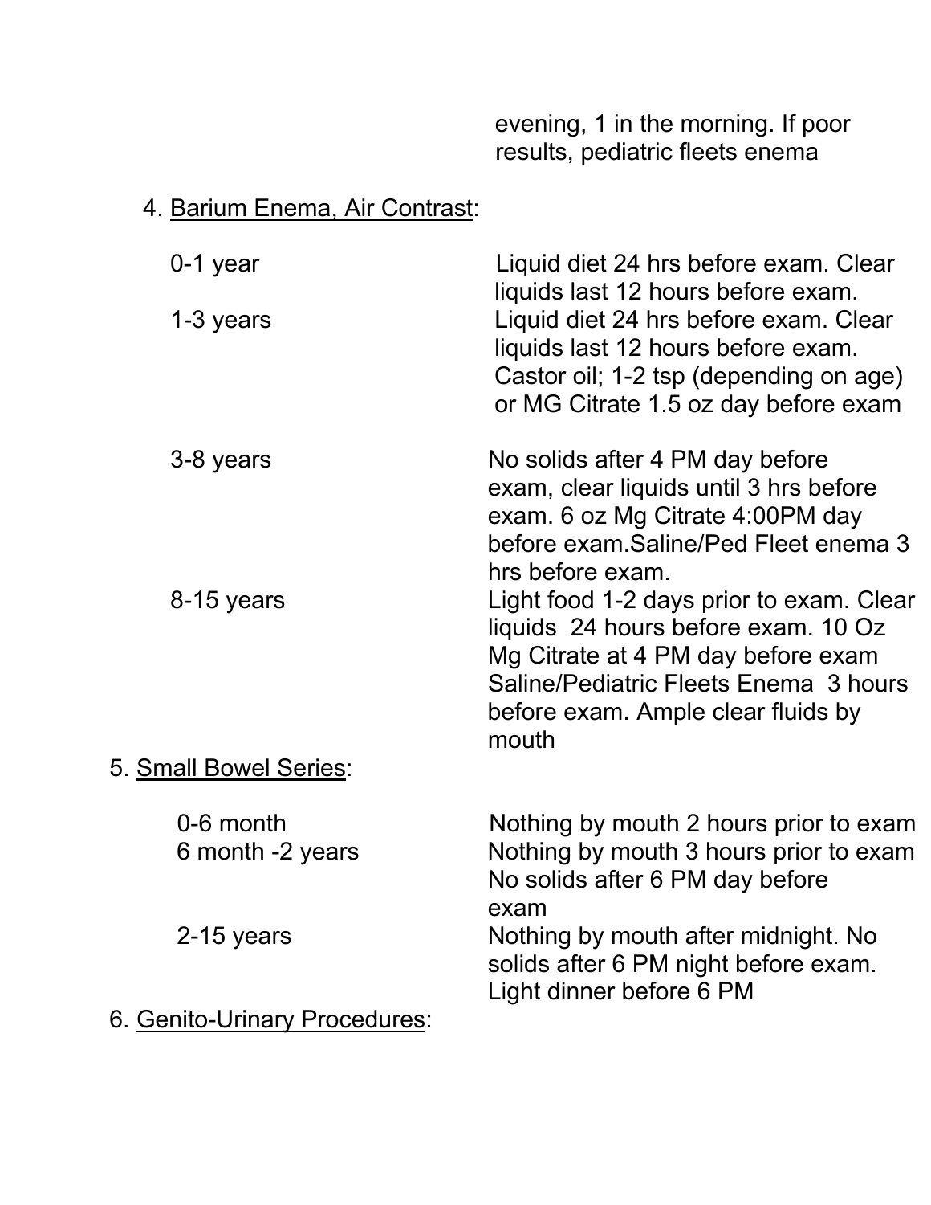evening, 1 in the morning. If poor results, pediatric fleets enema

4. Barium Enema, Air Contrast:

| | |
|---|---|
| 0-1 year | Liquid diet 24 hrs before exam. Clear liquids last 12 hours before exam. |
| 1-3 years | Liquid diet 24 hrs before exam. Clear liquids last 12 hours before exam. Castor oil; 1-2 tsp (depending on age) or MG Citrate 1.5 oz day before exam |
| 3-8 years | No solids after 4 PM day before exam, clear liquids until 3 hrs before exam. 6 oz Mg Citrate 4:00PM day before exam.Saline/Ped Fleet enema 3 hrs before exam. |
| 8-15 years | Light food 1-2 days prior to exam. Clear liquids 24 hours before exam. 10 Oz Mg Citrate at 4 PM day before exam Saline/Pediatric Fleets Enema 3 hours before exam. Ample clear fluids by mouth |

5. Small Bowel Series:

| | |
|---|---|
| 0-6 month | Nothing by mouth 2 hours prior to exam |
| 6 month -2 years | Nothing by mouth 3 hours prior to exam No solids after 6 PM day before exam |
| 2-15 years | Nothing by mouth after midnight. No solids after 6 PM night before exam. Light dinner before 6 PM |

6. Genito-Urinary Procedures: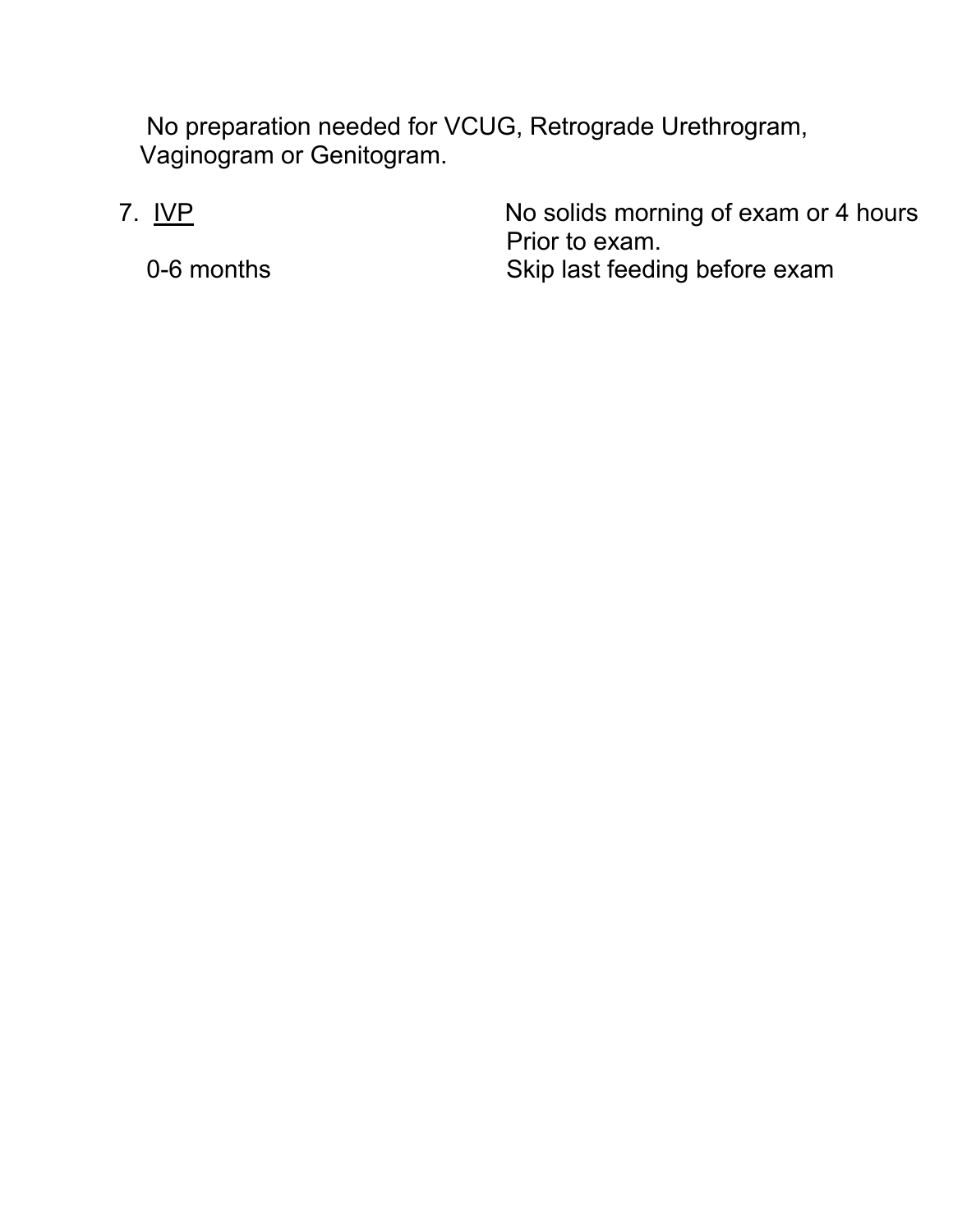No preparation needed for VCUG, Retrograde Urethrogram, Vaginogram or Genitogram.

| | |
|---|---|
| 7. <u>IVP</u> | No solids morning of exam or 4 hours Prior to exam. |
| 0-6 months | Skip last feeding before exam |